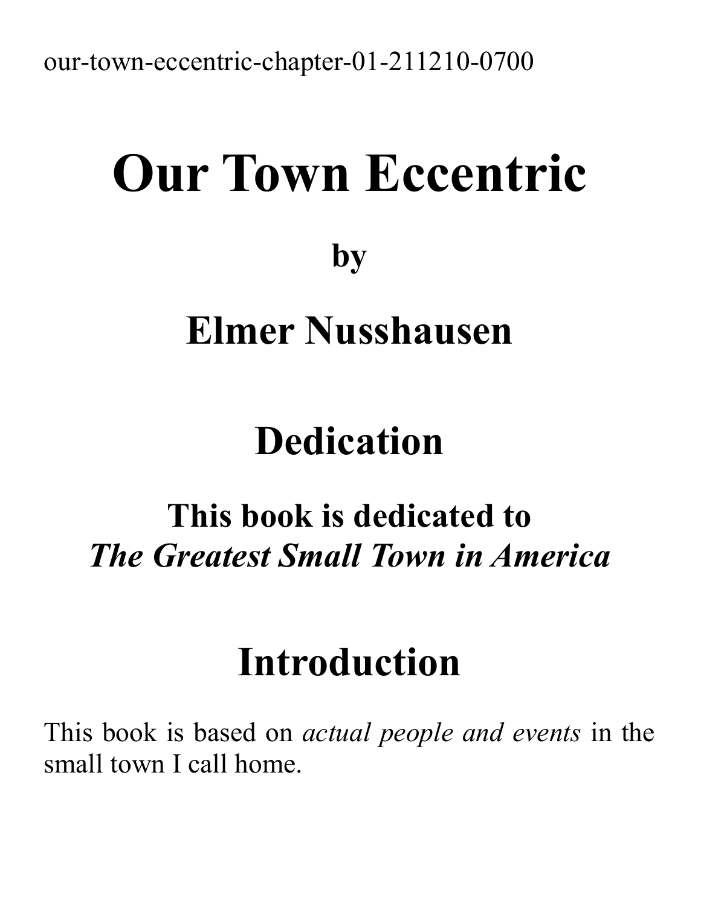our-town-eccentric-chapter-01-211210-0700

# Our Town Eccentric

## by

## Elmer Nusshausen

# Dedication

## This book is dedicated to *The Greatest Small Town in America*

# Introduction

This book is based on *actual people and events* in the small town I call home.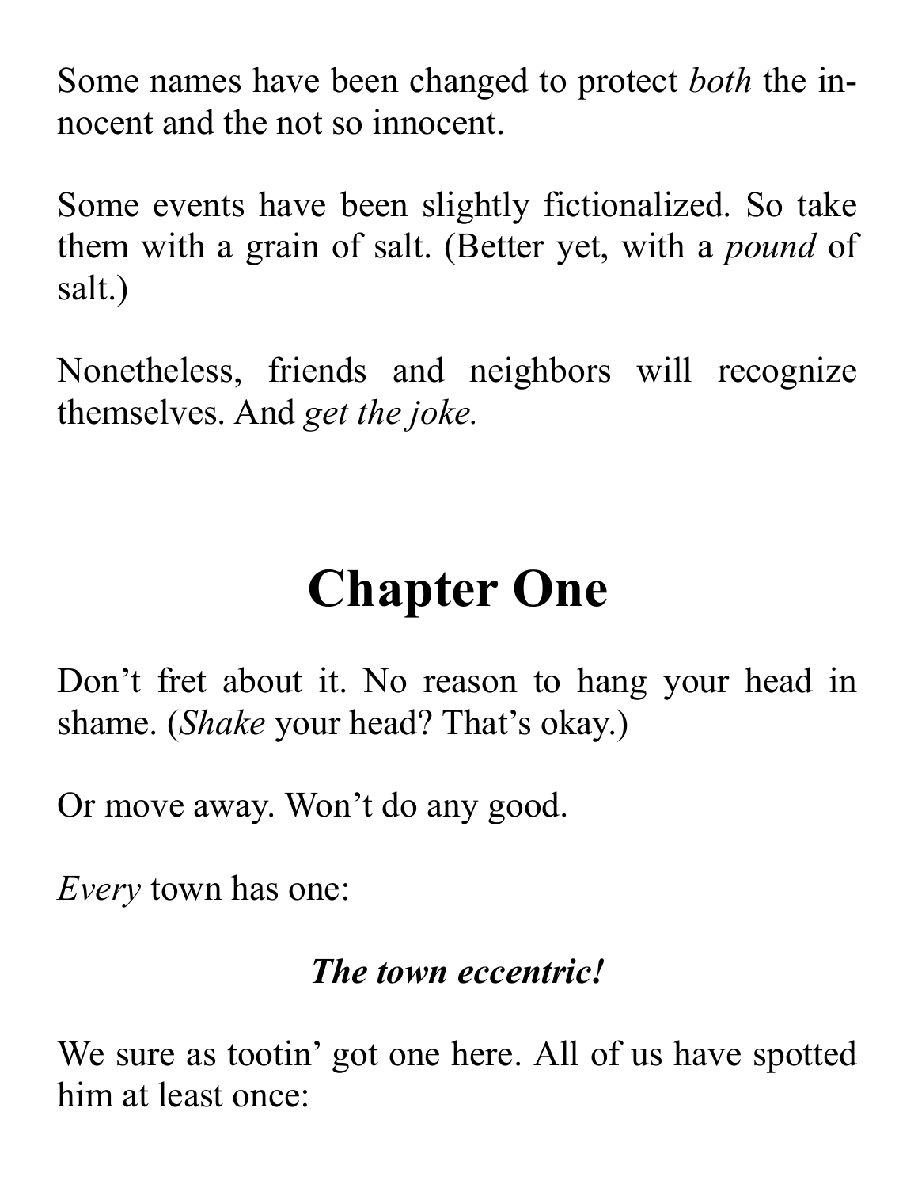Some names have been changed to protect *both* the innocent and the not so innocent.

Some events have been slightly fictionalized. So take them with a grain of salt. (Better yet, with a *pound* of salt.)

Nonetheless, friends and neighbors will recognize themselves. And *get the joke.*

# Chapter One

Don't fret about it. No reason to hang your head in shame. (*Shake* your head? That's okay.)

Or move away. Won't do any good.

*Every* town has one:

***The town eccentric!***

We sure as tootin' got one here. All of us have spotted him at least once: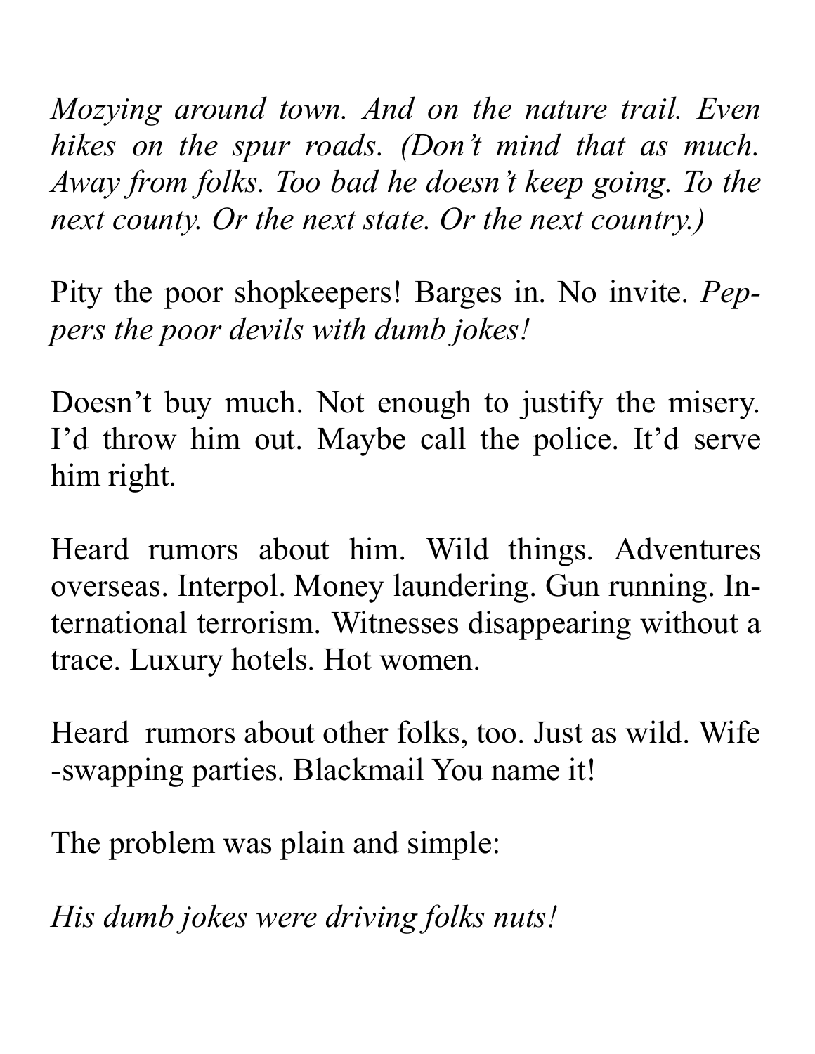*Mozying around town. And on the nature trail. Even hikes on the spur roads. (Don't mind that as much. Away from folks. Too bad he doesn't keep going. To the next county. Or the next state. Or the next country.)*

Pity the poor shopkeepers! Barges in. No invite. *Peppers the poor devils with dumb jokes!*

Doesn't buy much. Not enough to justify the misery. I'd throw him out. Maybe call the police. It'd serve him right.

Heard rumors about him. Wild things. Adventures overseas. Interpol. Money laundering. Gun running. International terrorism. Witnesses disappearing without a trace. Luxury hotels. Hot women.

Heard rumors about other folks, too. Just as wild. Wife-swapping parties. Blackmail You name it!

The problem was plain and simple:

*His dumb jokes were driving folks nuts!*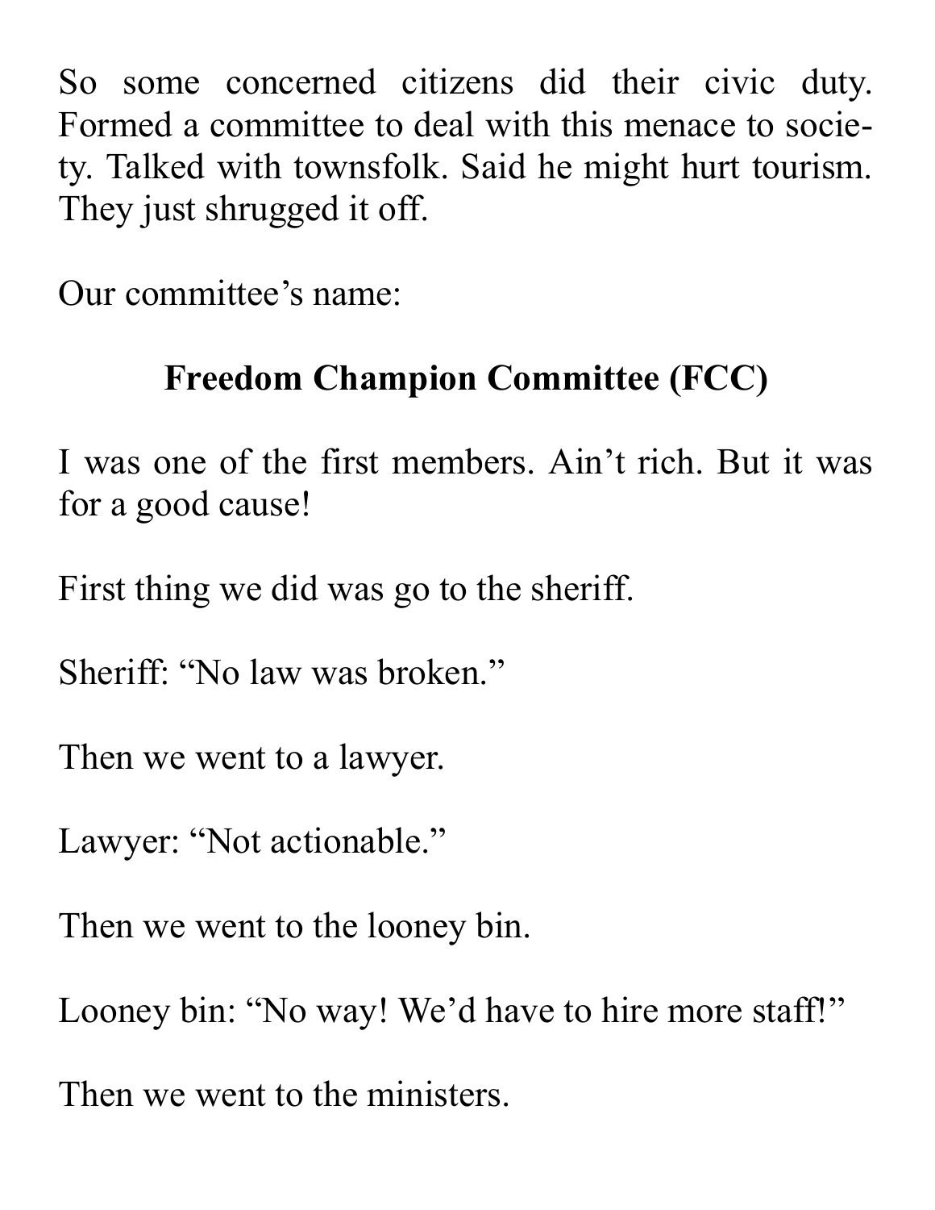So some concerned citizens did their civic duty. Formed a committee to deal with this menace to society. Talked with townsfolk. Said he might hurt tourism. They just shrugged it off.

Our committee's name:

**Freedom Champion Committee (FCC)**

I was one of the first members. Ain't rich. But it was for a good cause!

First thing we did was go to the sheriff.

Sheriff: "No law was broken."

Then we went to a lawyer.

Lawyer: "Not actionable."

Then we went to the looney bin.

Looney bin: "No way! We'd have to hire more staff!"

Then we went to the ministers.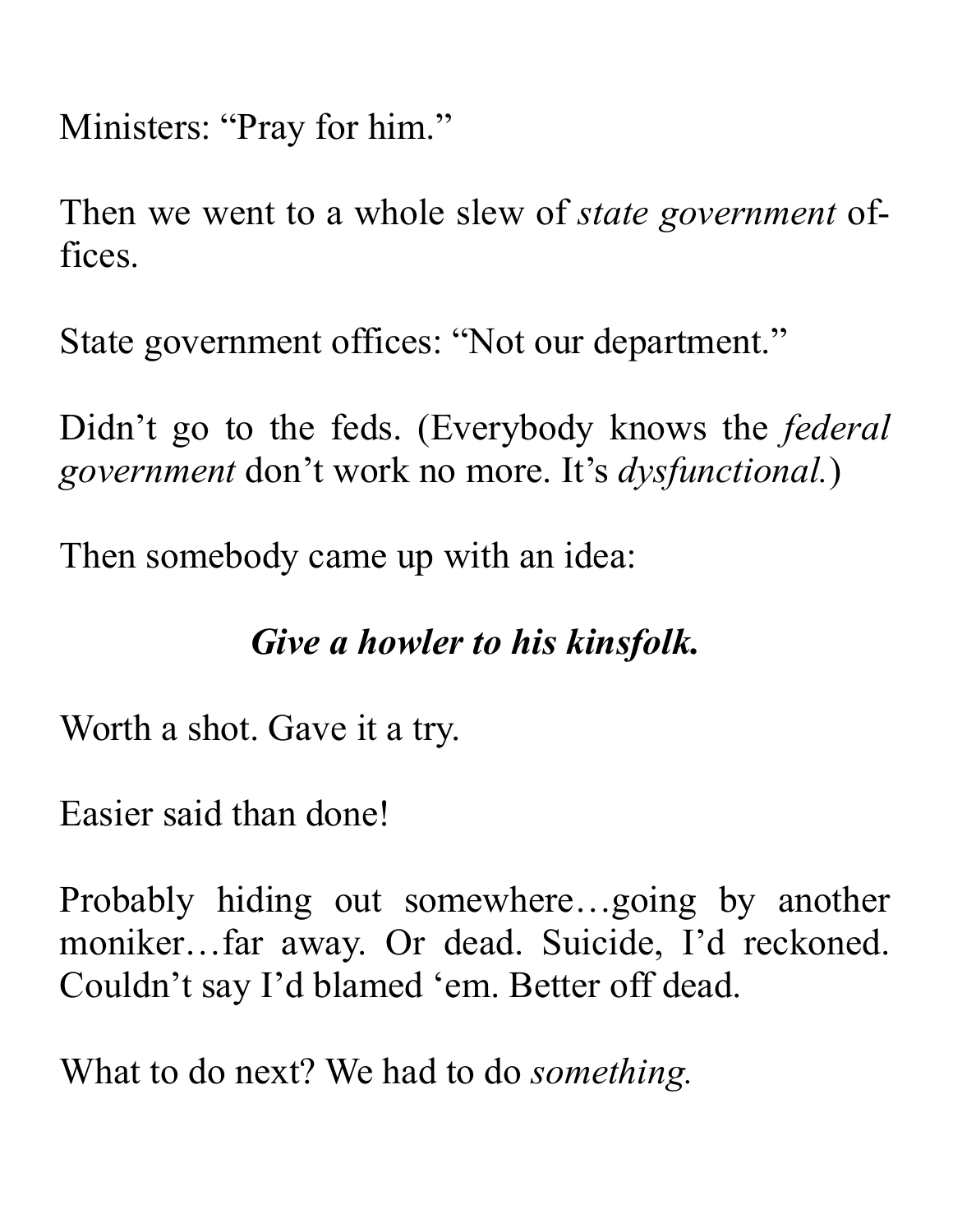Ministers: “Pray for him.”

Then we went to a whole slew of *state government* offices.

State government offices: “Not our department.”

Didn’t go to the feds. (Everybody knows the *federal government* don’t work no more. It’s *dysfunctional.*)

Then somebody came up with an idea:

***Give a howler to his kinsfolk.***

Worth a shot. Gave it a try.

Easier said than done!

Probably hiding out somewhere…going by another moniker…far away. Or dead. Suicide, I’d reckoned. Couldn’t say I’d blamed ‘em. Better off dead.

What to do next? We had to do *something.*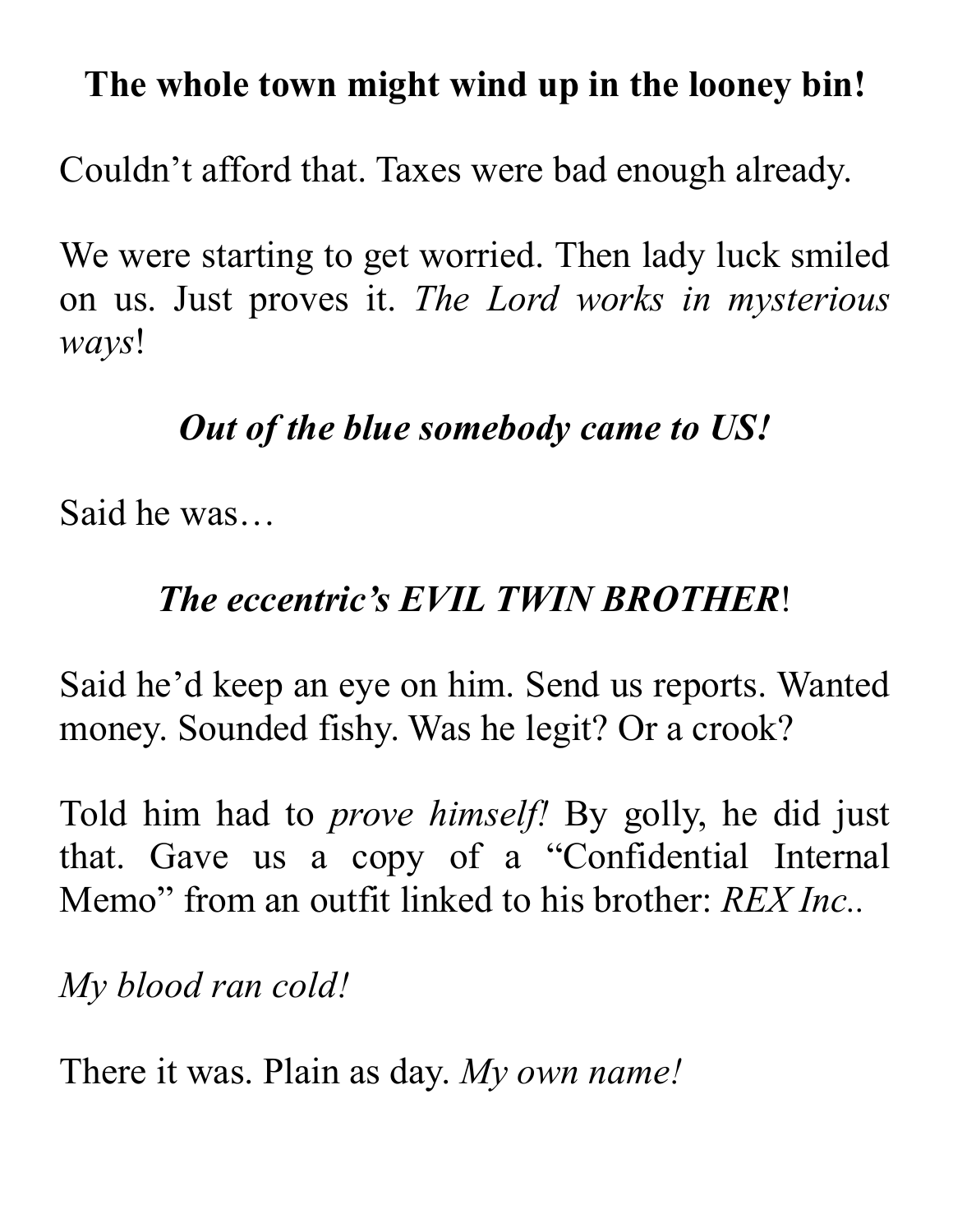**The whole town might wind up in the looney bin!**

Couldn’t afford that. Taxes were bad enough already.

We were starting to get worried. Then lady luck smiled on us. Just proves it. *The Lord works in mysterious ways*!

***Out of the blue somebody came to US!***

Said he was…

***The eccentric’s EVIL TWIN BROTHER*!**

Said he’d keep an eye on him. Send us reports. Wanted money. Sounded fishy. Was he legit? Or a crook?

Told him had to *prove himself!* By golly, he did just that. Gave us a copy of a “Confidential Internal Memo” from an outfit linked to his brother: *REX Inc.*.

*My blood ran cold!*

There it was. Plain as day. *My own name!*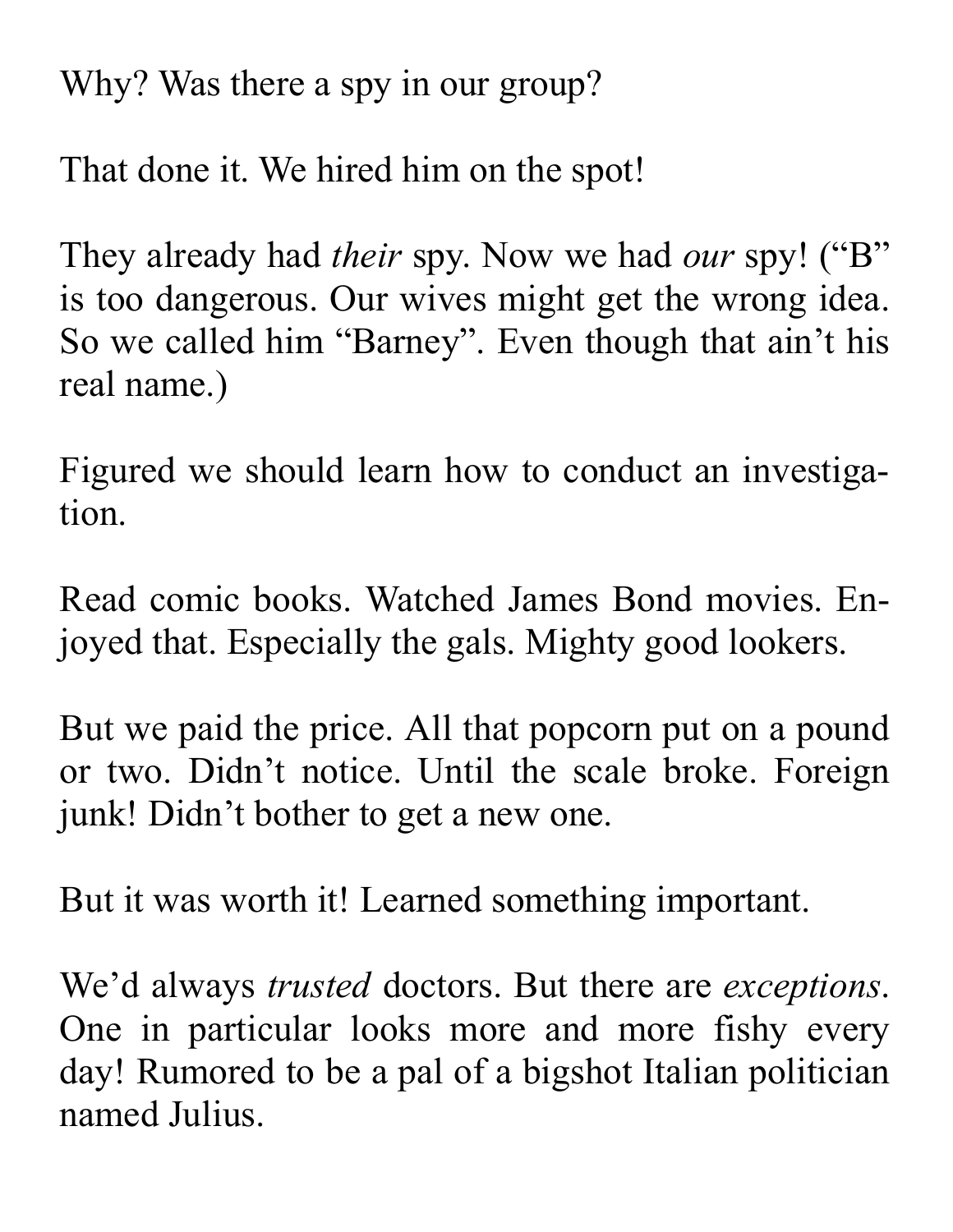Why? Was there a spy in our group?

That done it. We hired him on the spot!

They already had *their* spy. Now we had *our* spy! ("B" is too dangerous. Our wives might get the wrong idea. So we called him "Barney". Even though that ain't his real name.)

Figured we should learn how to conduct an investigation.

Read comic books. Watched James Bond movies. Enjoyed that. Especially the gals. Mighty good lookers.

But we paid the price. All that popcorn put on a pound or two. Didn't notice. Until the scale broke. Foreign junk! Didn't bother to get a new one.

But it was worth it! Learned something important.

We'd always *trusted* doctors. But there are *exceptions*. One in particular looks more and more fishy every day! Rumored to be a pal of a bigshot Italian politician named Julius.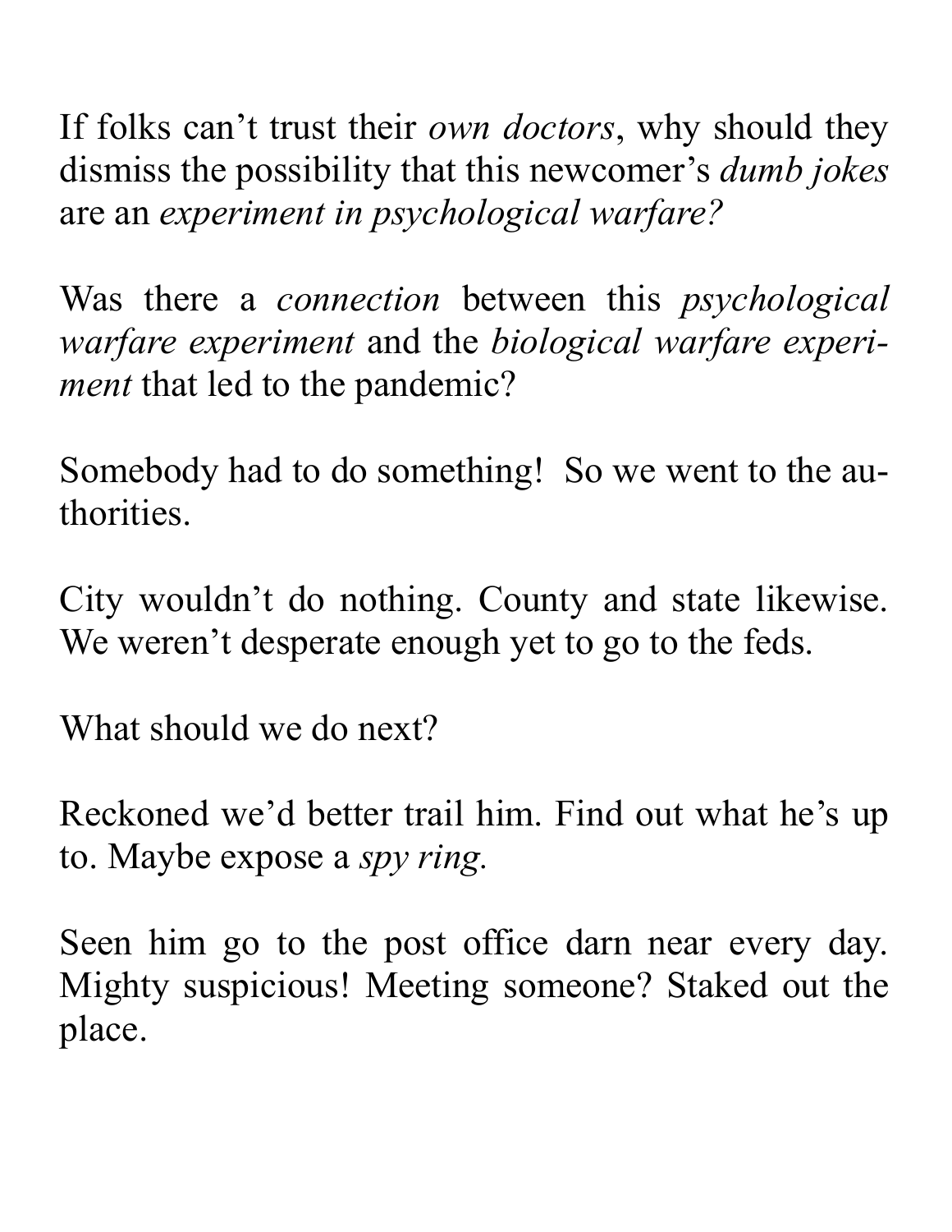If folks can't trust their *own doctors*, why should they dismiss the possibility that this newcomer's *dumb jokes* are an *experiment in psychological warfare?*

Was there a *connection* between this *psychological warfare experiment* and the *biological warfare experiment* that led to the pandemic?

Somebody had to do something! So we went to the authorities.

City wouldn't do nothing. County and state likewise. We weren't desperate enough yet to go to the feds.

What should we do next?

Reckoned we'd better trail him. Find out what he's up to. Maybe expose a *spy ring.*

Seen him go to the post office darn near every day. Mighty suspicious! Meeting someone? Staked out the place.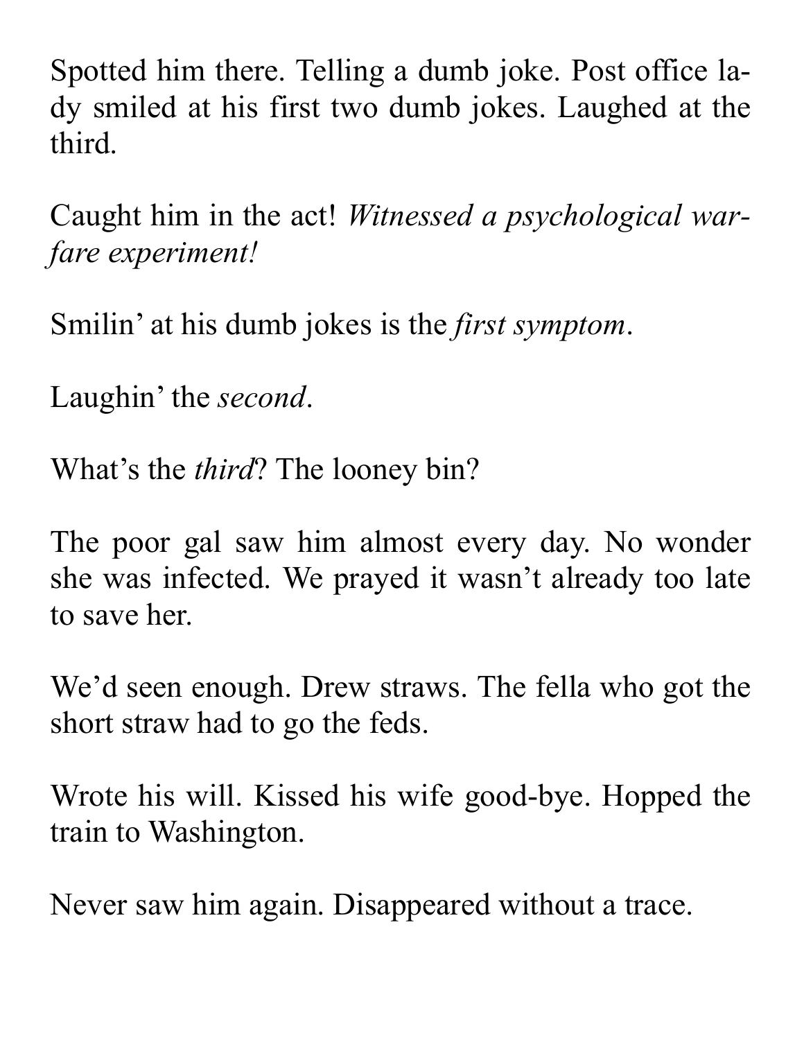Spotted him there. Telling a dumb joke. Post office lady smiled at his first two dumb jokes. Laughed at the third.

Caught him in the act! *Witnessed a psychological warfare experiment!*

Smilin' at his dumb jokes is the *first symptom*.

Laughin' the *second*.

What's the *third*? The looney bin?

The poor gal saw him almost every day. No wonder she was infected. We prayed it wasn't already too late to save her.

We'd seen enough. Drew straws. The fella who got the short straw had to go the feds.

Wrote his will. Kissed his wife good-bye. Hopped the train to Washington.

Never saw him again. Disappeared without a trace.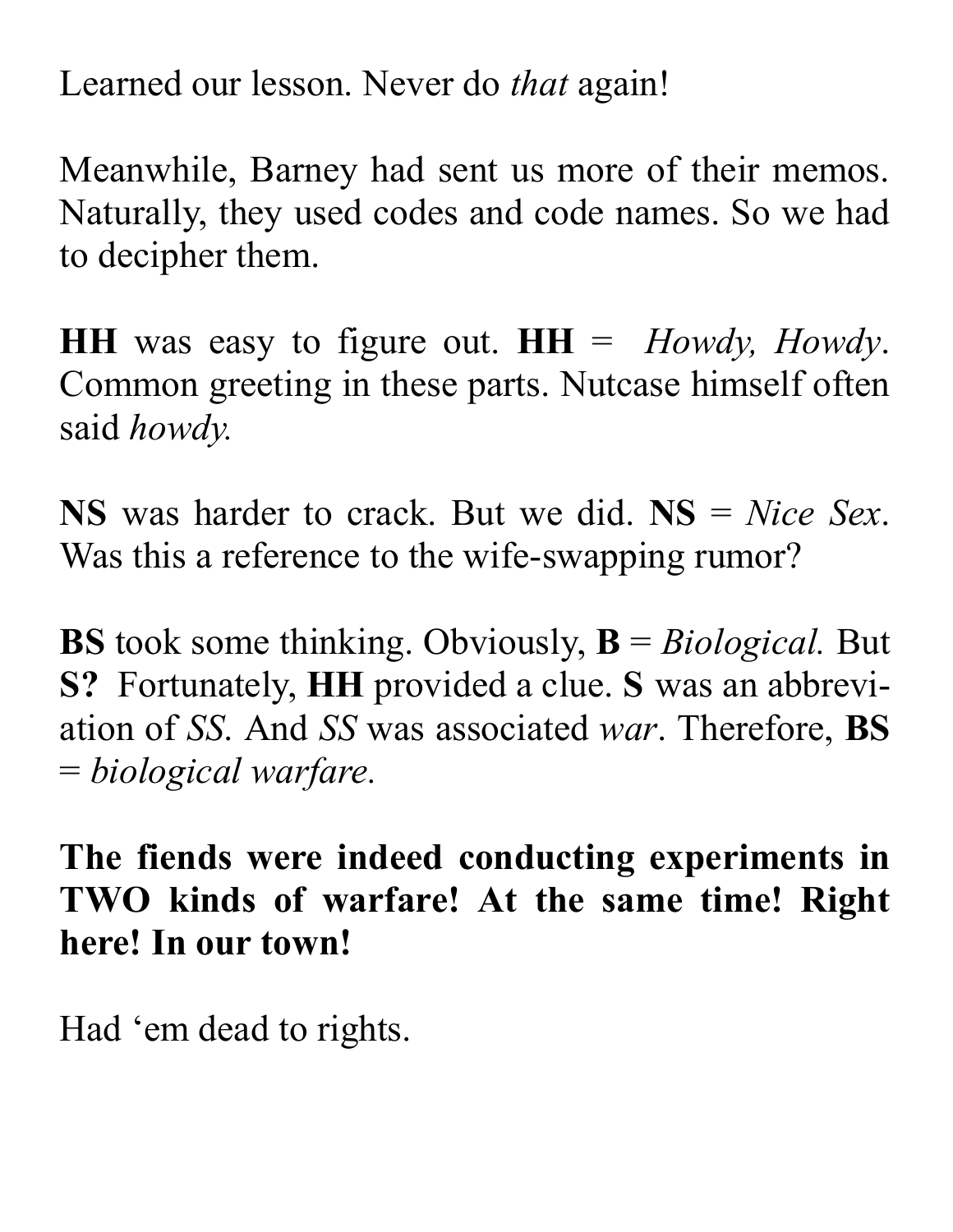Learned our lesson. Never do *that* again!

Meanwhile, Barney had sent us more of their memos. Naturally, they used codes and code names. So we had to decipher them.

**HH** was easy to figure out. **HH** = *Howdy, Howdy*. Common greeting in these parts. Nutcase himself often said *howdy.*

**NS** was harder to crack. But we did. **NS** = *Nice Sex*. Was this a reference to the wife-swapping rumor?

**BS** took some thinking. Obviously, **B** = *Biological.* But **S?** Fortunately, **HH** provided a clue. **S** was an abbreviation of *SS.* And *SS* was associated *war*. Therefore, **BS** = *biological warfare.*

**The fiends were indeed conducting experiments in TWO kinds of warfare! At the same time! Right here! In our town!**

Had 'em dead to rights.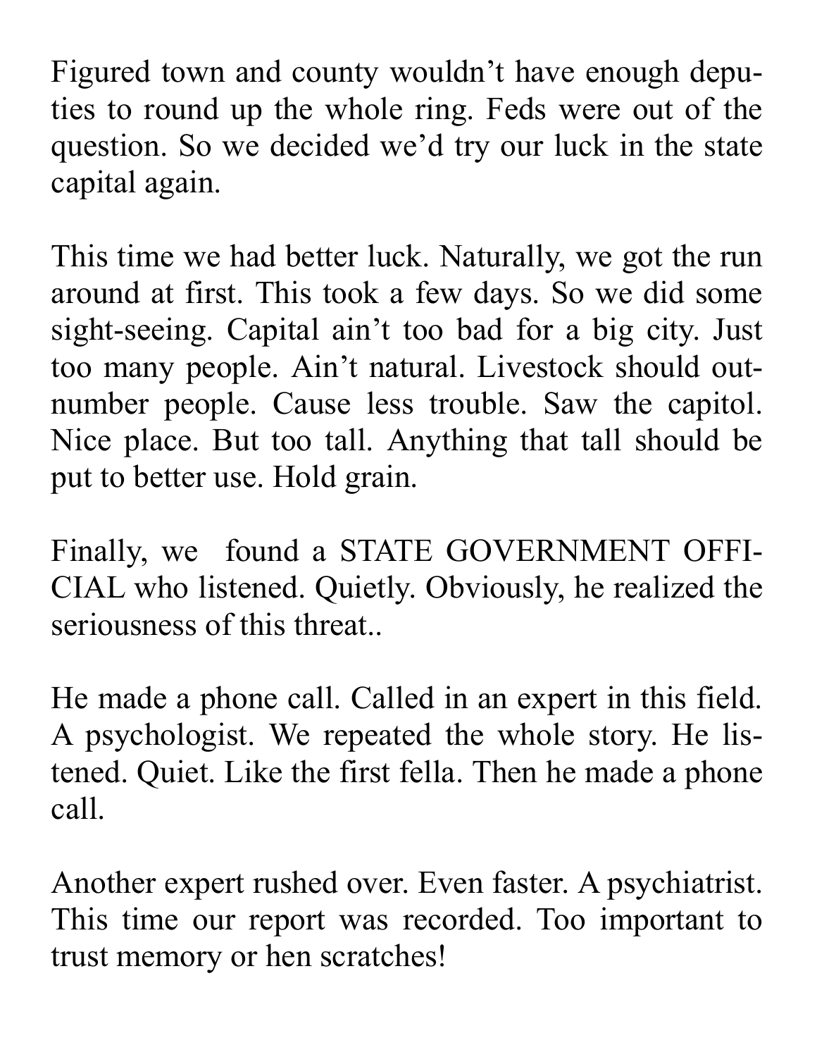Figured town and county wouldn't have enough deputies to round up the whole ring. Feds were out of the question. So we decided we'd try our luck in the state capital again.

This time we had better luck. Naturally, we got the run around at first. This took a few days. So we did some sight-seeing. Capital ain't too bad for a big city. Just too many people. Ain't natural. Livestock should outnumber people. Cause less trouble. Saw the capitol. Nice place. But too tall. Anything that tall should be put to better use. Hold grain.

Finally, we found a STATE GOVERNMENT OFFICIAL who listened. Quietly. Obviously, he realized the seriousness of this threat..

He made a phone call. Called in an expert in this field. A psychologist. We repeated the whole story. He listened. Quiet. Like the first fella. Then he made a phone call.

Another expert rushed over. Even faster. A psychiatrist. This time our report was recorded. Too important to trust memory or hen scratches!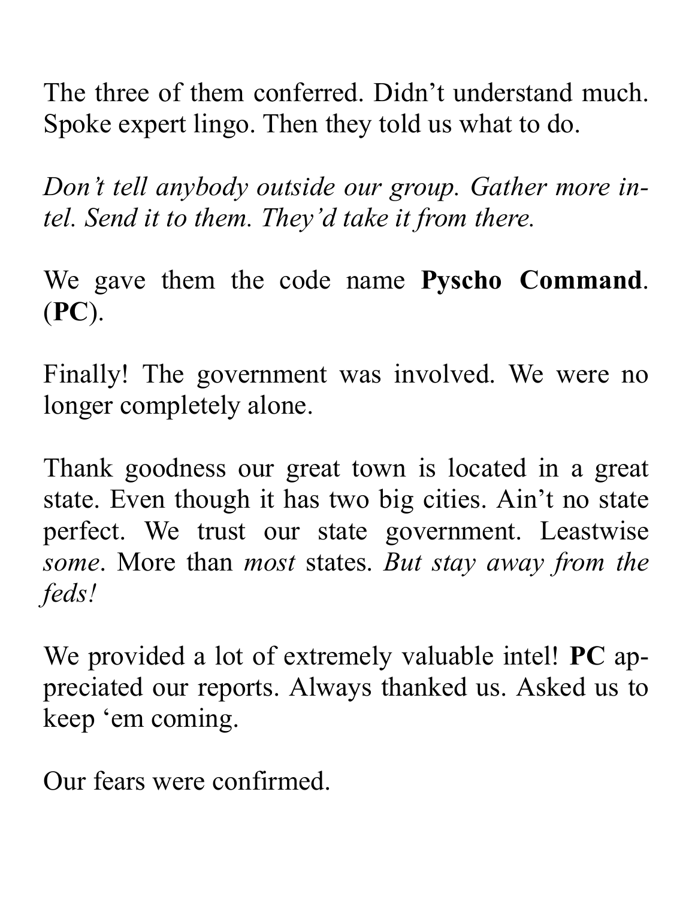The three of them conferred. Didn't understand much. Spoke expert lingo. Then they told us what to do.

*Don't tell anybody outside our group. Gather more intel. Send it to them. They'd take it from there.*

We gave them the code name **Pyscho Command**. (**PC**).

Finally! The government was involved. We were no longer completely alone.

Thank goodness our great town is located in a great state. Even though it has two big cities. Ain't no state perfect. We trust our state government. Leastwise *some*. More than *most* states. *But stay away from the feds!*

We provided a lot of extremely valuable intel! **PC** appreciated our reports. Always thanked us. Asked us to keep 'em coming.

Our fears were confirmed.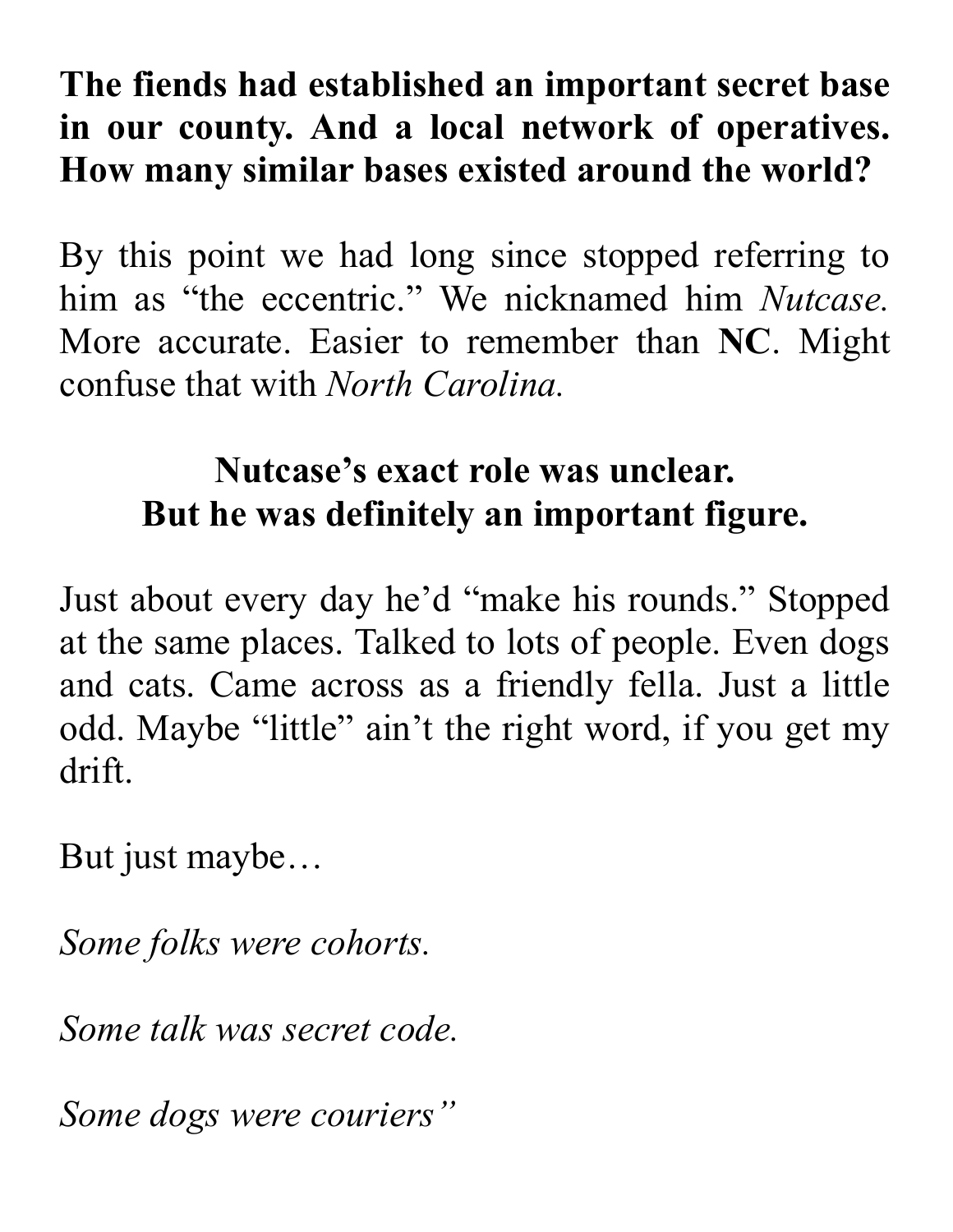**The fiends had established an important secret base in our county. And a local network of operatives. How many similar bases existed around the world?**

By this point we had long since stopped referring to him as "the eccentric." We nicknamed him *Nutcase.* More accurate. Easier to remember than **NC**. Might confuse that with *North Carolina.*

**Nutcase's exact role was unclear.**
**But he was definitely an important figure.**

Just about every day he'd "make his rounds." Stopped at the same places. Talked to lots of people. Even dogs and cats. Came across as a friendly fella. Just a little odd. Maybe "little" ain't the right word, if you get my drift.

But just maybe…

*Some folks were cohorts.*

*Some talk was secret code.*

*Some dogs were couriers"*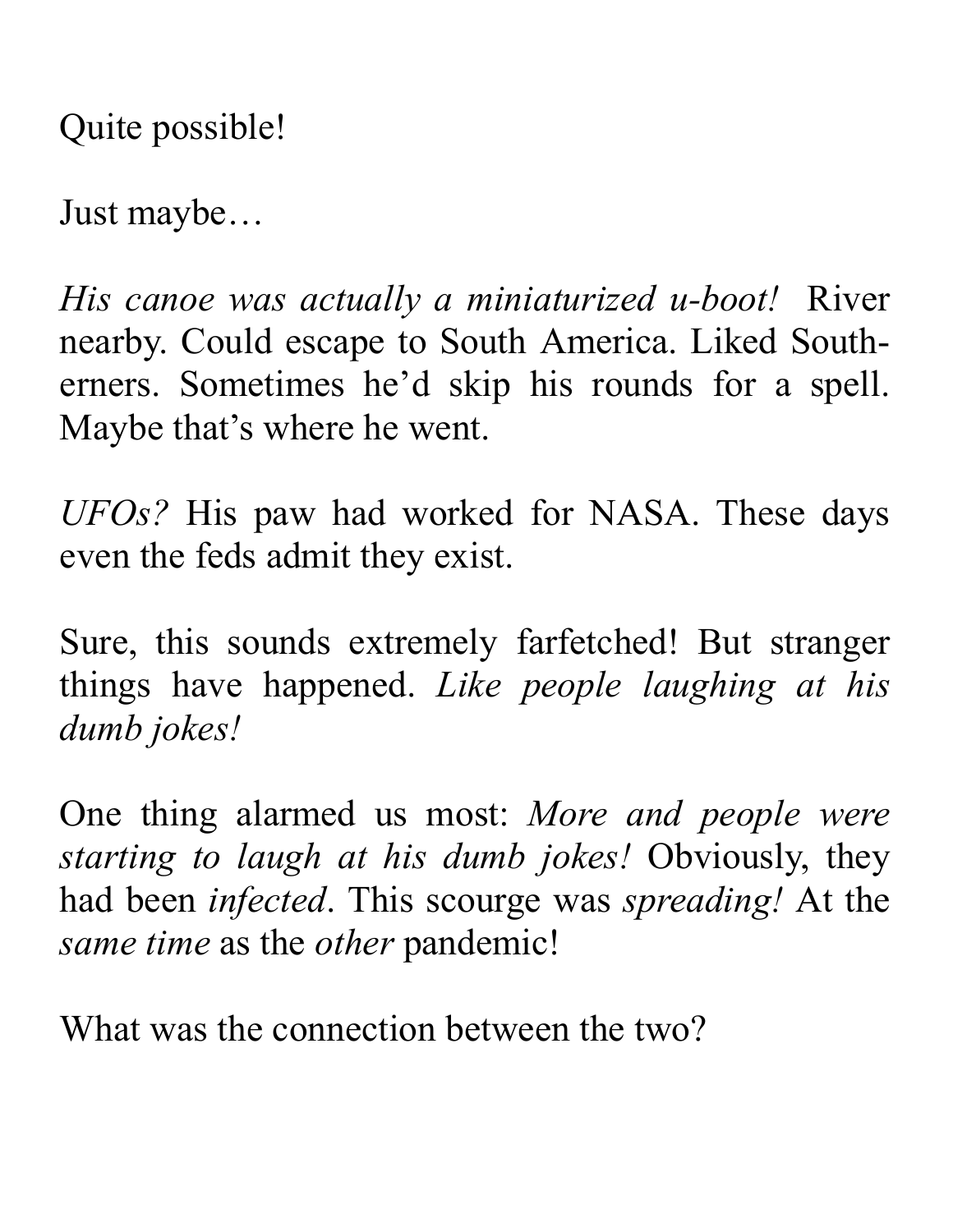Quite possible!

Just maybe…

*His canoe was actually a miniaturized u-boot!* River nearby. Could escape to South America. Liked Southerners. Sometimes he'd skip his rounds for a spell. Maybe that's where he went.

*UFOs?* His paw had worked for NASA. These days even the feds admit they exist.

Sure, this sounds extremely farfetched! But stranger things have happened. *Like people laughing at his dumb jokes!*

One thing alarmed us most: *More and people were starting to laugh at his dumb jokes!* Obviously, they had been *infected*. This scourge was *spreading!* At the *same time* as the *other* pandemic!

What was the connection between the two?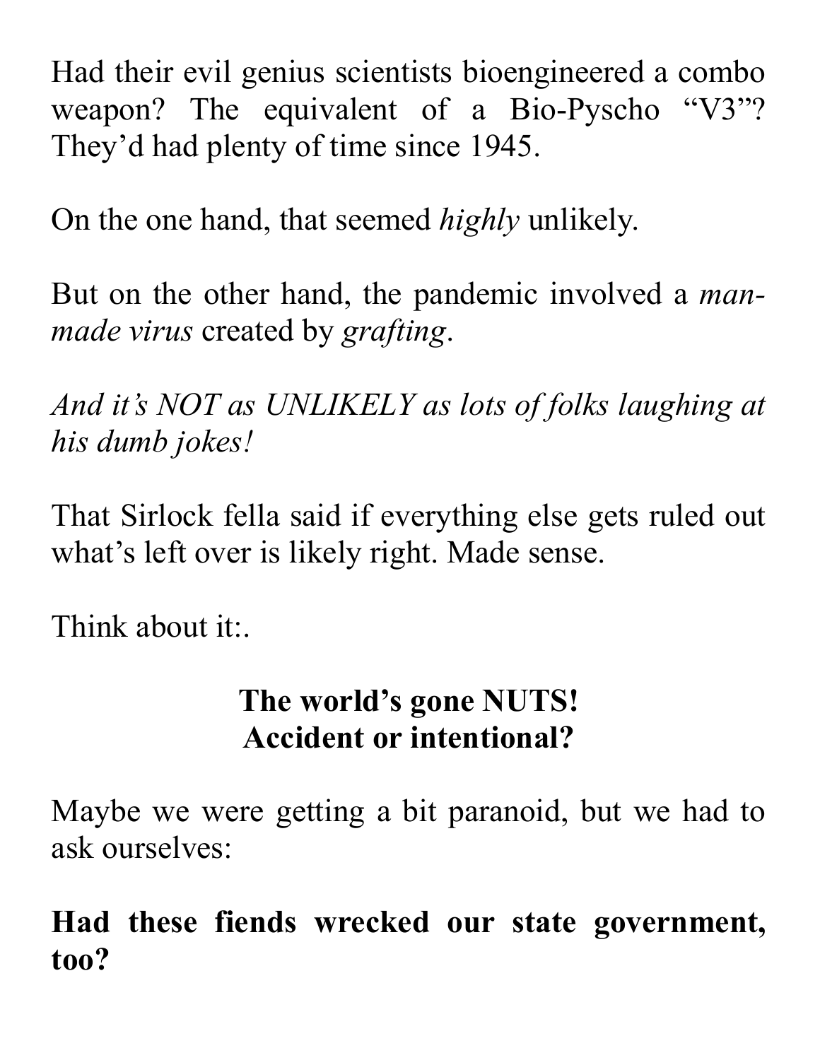Had their evil genius scientists bioengineered a combo weapon? The equivalent of a Bio-Pyscho “V3”? They’d had plenty of time since 1945.

On the one hand, that seemed *highly* unlikely.

But on the other hand, the pandemic involved a *man-made virus* created by *grafting*.

*And it’s NOT as UNLIKELY as lots of folks laughing at his dumb jokes!*

That Sirlock fella said if everything else gets ruled out what’s left over is likely right. Made sense.

Think about it:.

**The world’s gone NUTS!**
**Accident or intentional?**

Maybe we were getting a bit paranoid, but we had to ask ourselves:

**Had these fiends wrecked our state government, too?**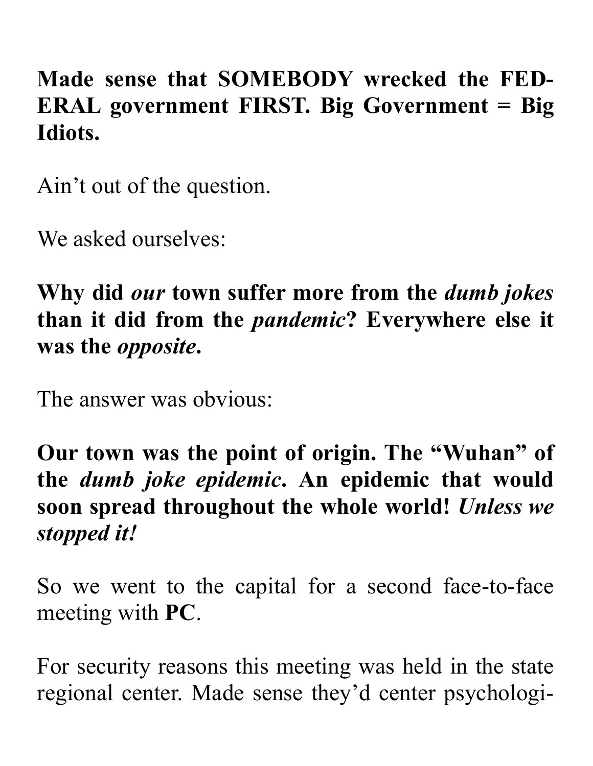**Made sense that SOMEBODY wrecked the FEDERAL government FIRST. Big Government = Big Idiots.**

Ain't out of the question.

We asked ourselves:

**Why did *our* town suffer more from the *dumb jokes* than it did from the *pandemic*? Everywhere else it was the *opposite*.**

The answer was obvious:

**Our town was the point of origin. The "Wuhan" of the *dumb joke epidemic*. An epidemic that would soon spread throughout the whole world! *Unless we stopped it!***

So we went to the capital for a second face-to-face meeting with **PC**.

For security reasons this meeting was held in the state regional center. Made sense they'd center psychologi-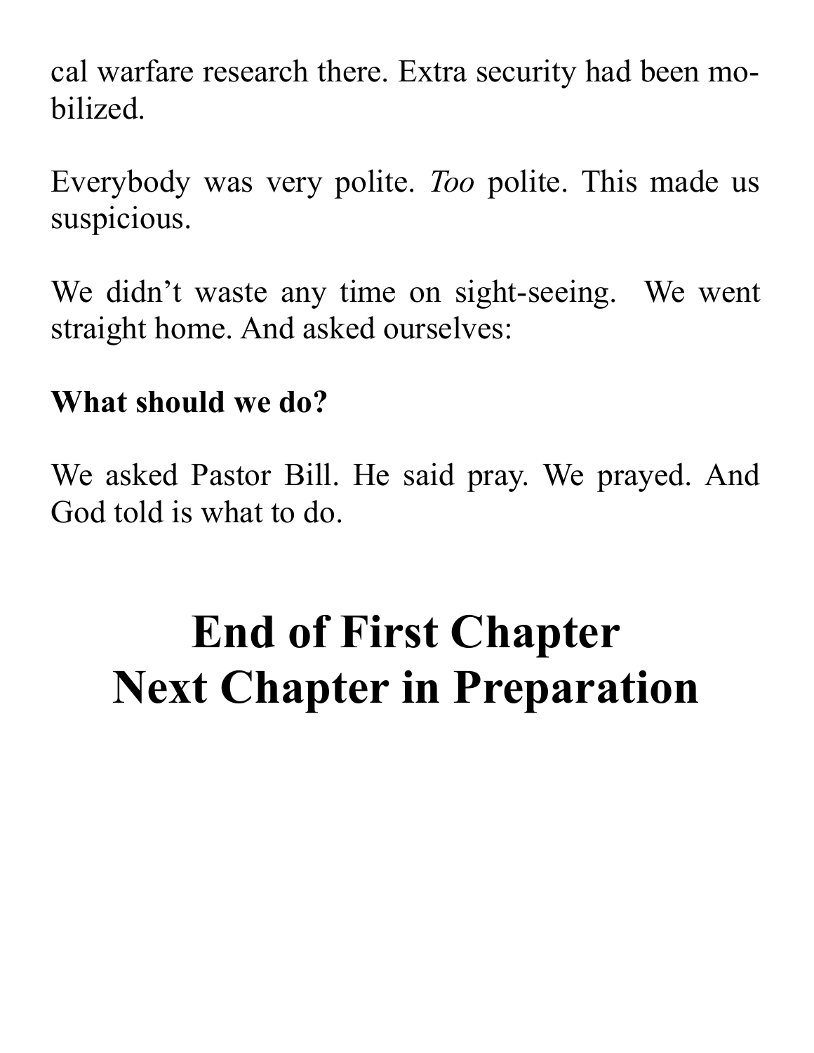cal warfare research there. Extra security had been mobilized.

Everybody was very polite. *Too* polite. This made us suspicious.

We didn't waste any time on sight-seeing.  We went straight home. And asked ourselves:

**What should we do?**

We asked Pastor Bill. He said pray. We prayed. And God told is what to do.

# End of First Chapter
# Next Chapter in Preparation